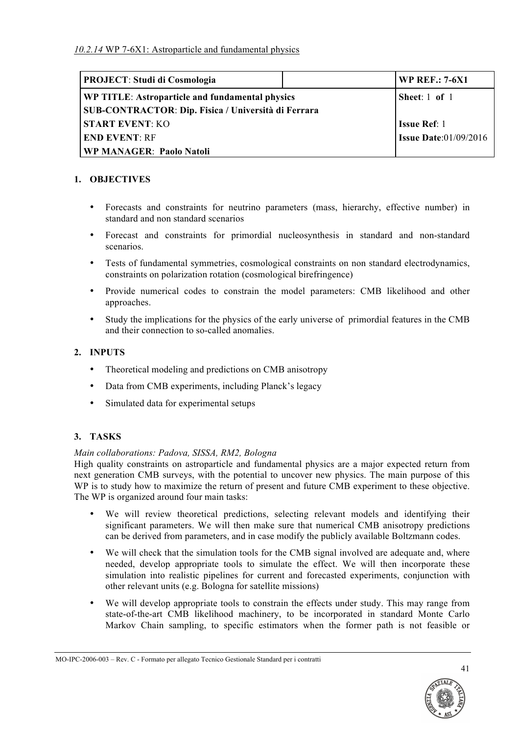*10.2.14* WP 7-6X1: Astroparticle and fundamental physics

| **PROJECT**: **Studi di Cosmologia** | | **WP REF.: 7-6X1** |
|---|---|---|
| **WP TITLE**: **Astroparticle and fundamental physics**<br>**SUB-CONTRACTOR**: **Dip. Fisica / Università di Ferrara** | | **Sheet**: 1 **of** 1 |
| **START EVENT**: KO | | **Issue Ref**: 1 |
| **END EVENT**: RF | | **Issue Date**:01/09/2016 |
| **WP MANAGER**: **Paolo Natoli** | | |

## 1. OBJECTIVES

- Forecasts and constraints for neutrino parameters (mass, hierarchy, effective number) in standard and non standard scenarios
- Forecast and constraints for primordial nucleosynthesis in standard and non-standard scenarios.
- Tests of fundamental symmetries, cosmological constraints on non standard electrodynamics, constraints on polarization rotation (cosmological birefringence)
- Provide numerical codes to constrain the model parameters: CMB likelihood and other approaches.
- Study the implications for the physics of the early universe of primordial features in the CMB and their connection to so-called anomalies.

## 2. INPUTS

- Theoretical modeling and predictions on CMB anisotropy
- Data from CMB experiments, including Planck's legacy
- Simulated data for experimental setups

## 3. TASKS

*Main collaborations: Padova, SISSA, RM2, Bologna*

High quality constraints on astroparticle and fundamental physics are a major expected return from next generation CMB surveys, with the potential to uncover new physics. The main purpose of this WP is to study how to maximize the return of present and future CMB experiment to these objective. The WP is organized around four main tasks:

- We will review theoretical predictions, selecting relevant models and identifying their significant parameters. We will then make sure that numerical CMB anisotropy predictions can be derived from parameters, and in case modify the publicly available Boltzmann codes.
- We will check that the simulation tools for the CMB signal involved are adequate and, where needed, develop appropriate tools to simulate the effect. We will then incorporate these simulation into realistic pipelines for current and forecasted experiments, conjunction with other relevant units (e.g. Bologna for satellite missions)
- We will develop appropriate tools to constrain the effects under study. This may range from state-of-the-art CMB likelihood machinery, to be incorporated in standard Monte Carlo Markov Chain sampling, to specific estimators when the former path is not feasible or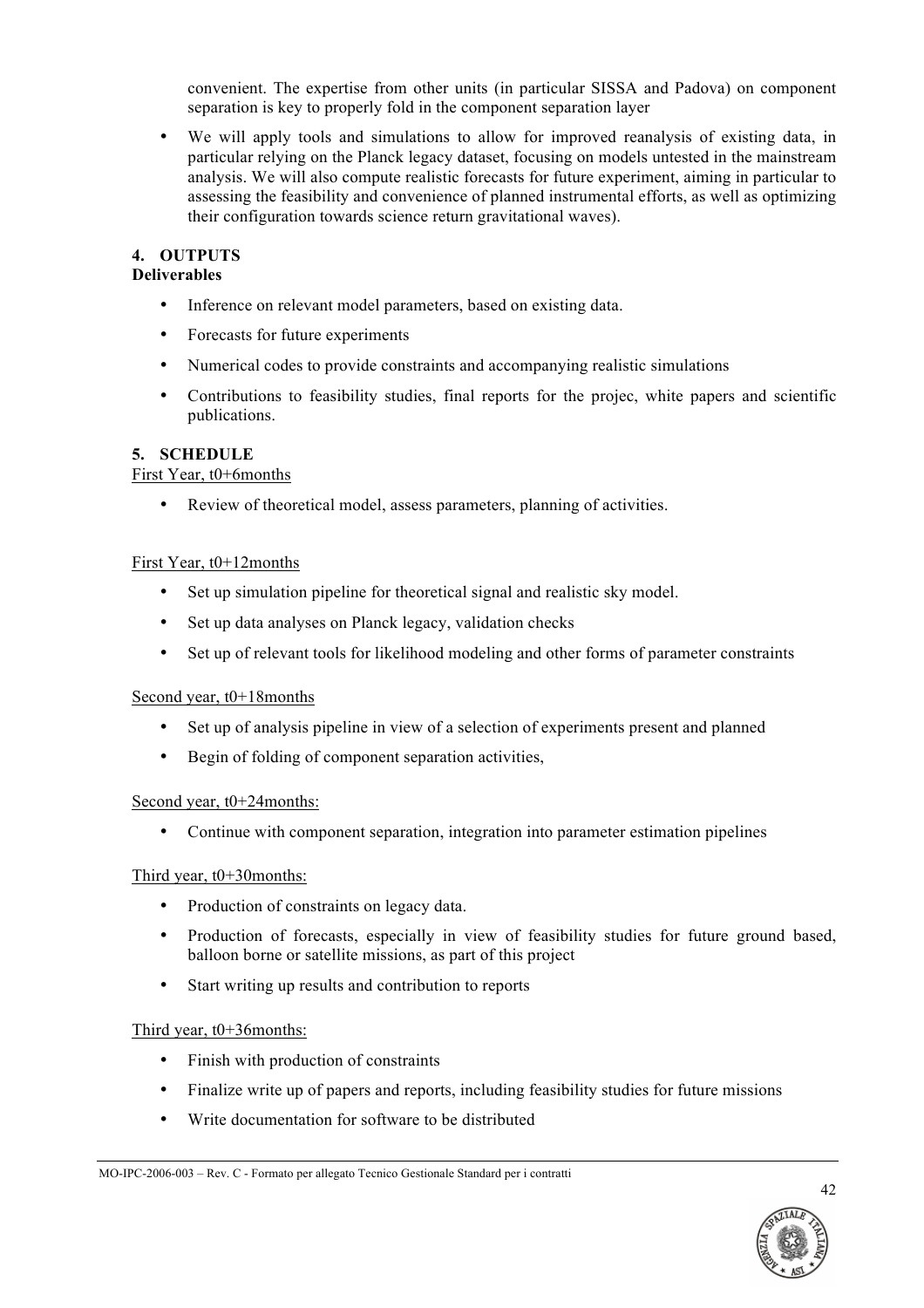convenient. The expertise from other units (in particular SISSA and Padova) on component separation is key to properly fold in the component separation layer

- We will apply tools and simulations to allow for improved reanalysis of existing data, in particular relying on the Planck legacy dataset, focusing on models untested in the mainstream analysis. We will also compute realistic forecasts for future experiment, aiming in particular to assessing the feasibility and convenience of planned instrumental efforts, as well as optimizing their configuration towards science return gravitational waves).

## 4. OUTPUTS

**Deliverables**

- Inference on relevant model parameters, based on existing data.
- Forecasts for future experiments
- Numerical codes to provide constraints and accompanying realistic simulations
- Contributions to feasibility studies, final reports for the projec, white papers and scientific publications.

## 5. SCHEDULE

First Year, t0+6months

- Review of theoretical model, assess parameters, planning of activities.

First Year, t0+12months

- Set up simulation pipeline for theoretical signal and realistic sky model.
- Set up data analyses on Planck legacy, validation checks
- Set up of relevant tools for likelihood modeling and other forms of parameter constraints

Second year, t0+18months

- Set up of analysis pipeline in view of a selection of experiments present and planned
- Begin of folding of component separation activities,

Second year, t0+24months:

- Continue with component separation, integration into parameter estimation pipelines

Third year, t0+30months:

- Production of constraints on legacy data.
- Production of forecasts, especially in view of feasibility studies for future ground based, balloon borne or satellite missions, as part of this project
- Start writing up results and contribution to reports

Third year, t0+36months:

- Finish with production of constraints
- Finalize write up of papers and reports, including feasibility studies for future missions
- Write documentation for software to be distributed